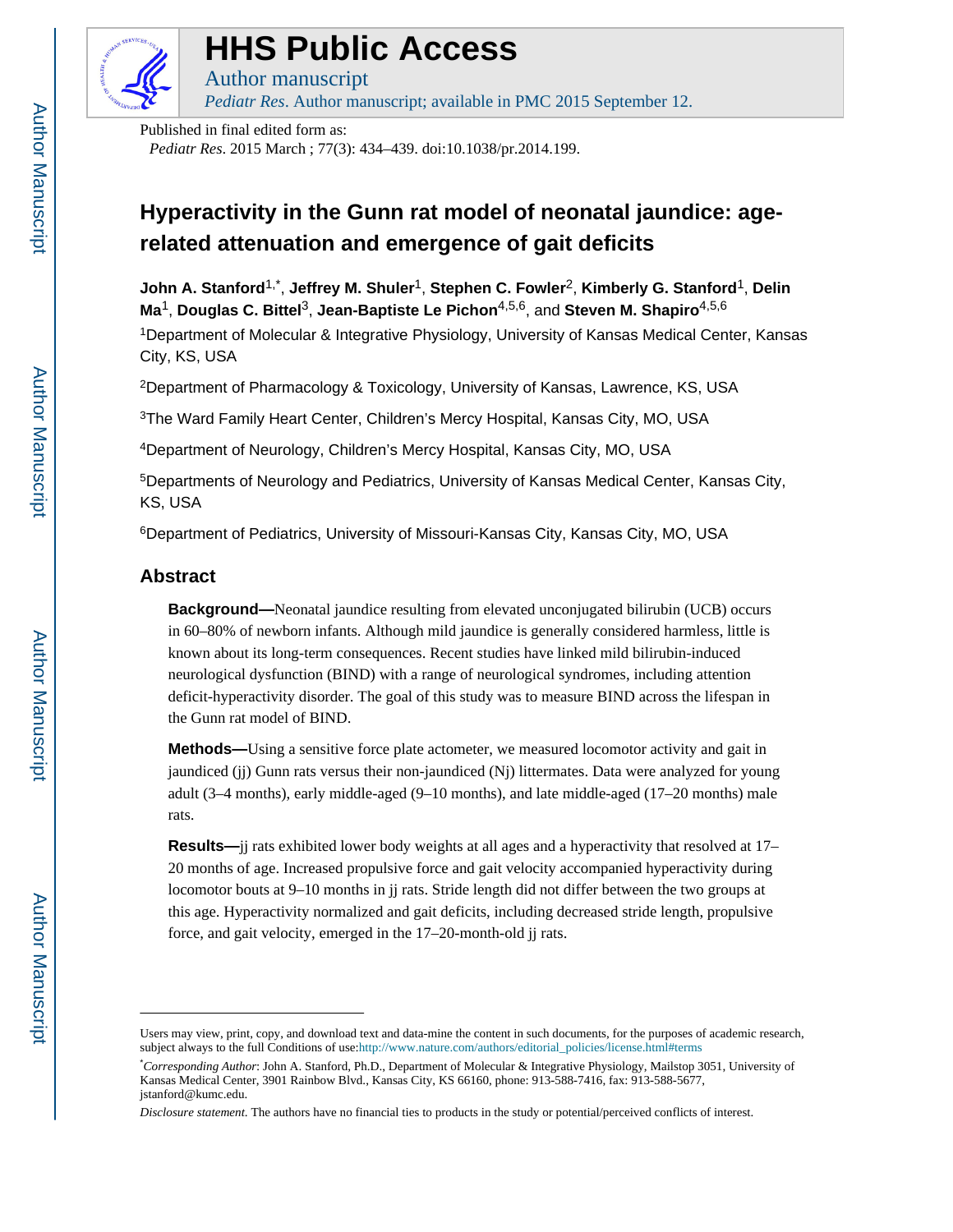# HHS Public Access

Author manuscript

*Pediatr Res*. Author manuscript; available in PMC 2015 September 12.

Published in final edited form as:

*Pediatr Res*. 2015 March ; 77(3): 434–439. doi:10.1038/pr.2014.199.

## Hyperactivity in the Gunn rat model of neonatal jaundice: age-related attenuation and emergence of gait deficits

**John A. Stanford**[1,*], **Jeffrey M. Shuler**[1], **Stephen C. Fowler**[2], **Kimberly G. Stanford**[1], **Delin Ma**[1], **Douglas C. Bittel**[3], **Jean-Baptiste Le Pichon**[4,5,6], and **Steven M. Shapiro**[4,5,6]

[1]Department of Molecular & Integrative Physiology, University of Kansas Medical Center, Kansas City, KS, USA

[2]Department of Pharmacology & Toxicology, University of Kansas, Lawrence, KS, USA

[3]The Ward Family Heart Center, Children's Mercy Hospital, Kansas City, MO, USA

[4]Department of Neurology, Children's Mercy Hospital, Kansas City, MO, USA

[5]Departments of Neurology and Pediatrics, University of Kansas Medical Center, Kansas City, KS, USA

[6]Department of Pediatrics, University of Missouri-Kansas City, Kansas City, MO, USA

## Abstract

**Background—**Neonatal jaundice resulting from elevated unconjugated bilirubin (UCB) occurs in 60–80% of newborn infants. Although mild jaundice is generally considered harmless, little is known about its long-term consequences. Recent studies have linked mild bilirubin-induced neurological dysfunction (BIND) with a range of neurological syndromes, including attention deficit-hyperactivity disorder. The goal of this study was to measure BIND across the lifespan in the Gunn rat model of BIND.

**Methods—**Using a sensitive force plate actometer, we measured locomotor activity and gait in jaundiced (jj) Gunn rats versus their non-jaundiced (Nj) littermates. Data were analyzed for young adult (3–4 months), early middle-aged (9–10 months), and late middle-aged (17–20 months) male rats.

**Results—**jj rats exhibited lower body weights at all ages and a hyperactivity that resolved at 17–20 months of age. Increased propulsive force and gait velocity accompanied hyperactivity during locomotor bouts at 9–10 months in jj rats. Stride length did not differ between the two groups at this age. Hyperactivity normalized and gait deficits, including decreased stride length, propulsive force, and gait velocity, emerged in the 17–20-month-old jj rats.

---

Users may view, print, copy, and download text and data-mine the content in such documents, for the purposes of academic research, subject always to the full Conditions of use:http://www.nature.com/authors/editorial_policies/license.html#terms

*\*Corresponding Author*: John A. Stanford, Ph.D., Department of Molecular & Integrative Physiology, Mailstop 3051, University of Kansas Medical Center, 3901 Rainbow Blvd., Kansas City, KS 66160, phone: 913-588-7416, fax: 913-588-5677, jstanford@kumc.edu.

*Disclosure statement.* The authors have no financial ties to products in the study or potential/perceived conflicts of interest.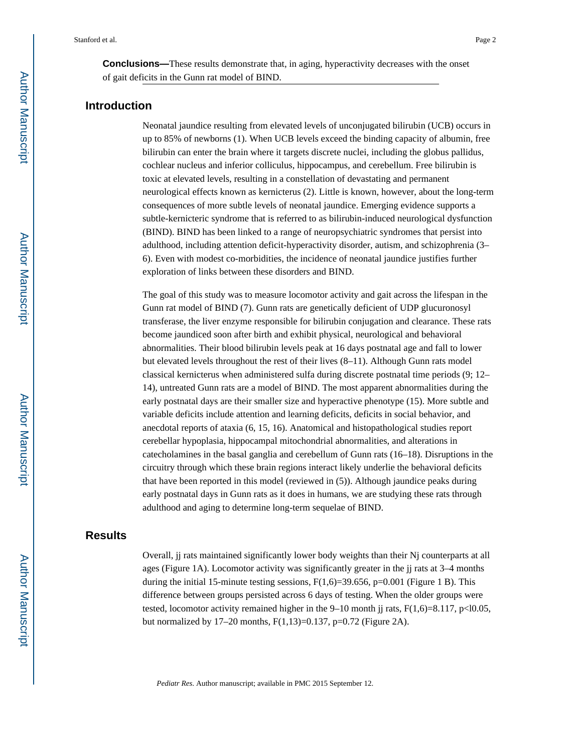**Conclusions—**These results demonstrate that, in aging, hyperactivity decreases with the onset of gait deficits in the Gunn rat model of BIND.

## Introduction

Neonatal jaundice resulting from elevated levels of unconjugated bilirubin (UCB) occurs in up to 85% of newborns (1). When UCB levels exceed the binding capacity of albumin, free bilirubin can enter the brain where it targets discrete nuclei, including the globus pallidus, cochlear nucleus and inferior colliculus, hippocampus, and cerebellum. Free bilirubin is toxic at elevated levels, resulting in a constellation of devastating and permanent neurological effects known as kernicterus (2). Little is known, however, about the long-term consequences of more subtle levels of neonatal jaundice. Emerging evidence supports a subtle-kernicteric syndrome that is referred to as bilirubin-induced neurological dysfunction (BIND). BIND has been linked to a range of neuropsychiatric syndromes that persist into adulthood, including attention deficit-hyperactivity disorder, autism, and schizophrenia (3–6). Even with modest co-morbidities, the incidence of neonatal jaundice justifies further exploration of links between these disorders and BIND.

The goal of this study was to measure locomotor activity and gait across the lifespan in the Gunn rat model of BIND (7). Gunn rats are genetically deficient of UDP glucuronosyl transferase, the liver enzyme responsible for bilirubin conjugation and clearance. These rats become jaundiced soon after birth and exhibit physical, neurological and behavioral abnormalities. Their blood bilirubin levels peak at 16 days postnatal age and fall to lower but elevated levels throughout the rest of their lives (8–11). Although Gunn rats model classical kernicterus when administered sulfa during discrete postnatal time periods (9; 12–14), untreated Gunn rats are a model of BIND. The most apparent abnormalities during the early postnatal days are their smaller size and hyperactive phenotype (15). More subtle and variable deficits include attention and learning deficits, deficits in social behavior, and anecdotal reports of ataxia (6, 15, 16). Anatomical and histopathological studies report cerebellar hypoplasia, hippocampal mitochondrial abnormalities, and alterations in catecholamines in the basal ganglia and cerebellum of Gunn rats (16–18). Disruptions in the circuitry through which these brain regions interact likely underlie the behavioral deficits that have been reported in this model (reviewed in (5)). Although jaundice peaks during early postnatal days in Gunn rats as it does in humans, we are studying these rats through adulthood and aging to determine long-term sequelae of BIND.

## Results

Overall, jj rats maintained significantly lower body weights than their Nj counterparts at all ages (Figure 1A). Locomotor activity was significantly greater in the jj rats at 3–4 months during the initial 15-minute testing sessions, $F(1,6)=39.656$, $p=0.001$ (Figure 1 B). This difference between groups persisted across 6 days of testing. When the older groups were tested, locomotor activity remained higher in the 9–10 month jj rats, $F(1,6)=8.117$, $p<0.05$, but normalized by 17–20 months, $F(1,13)=0.137$, $p=0.72$ (Figure 2A).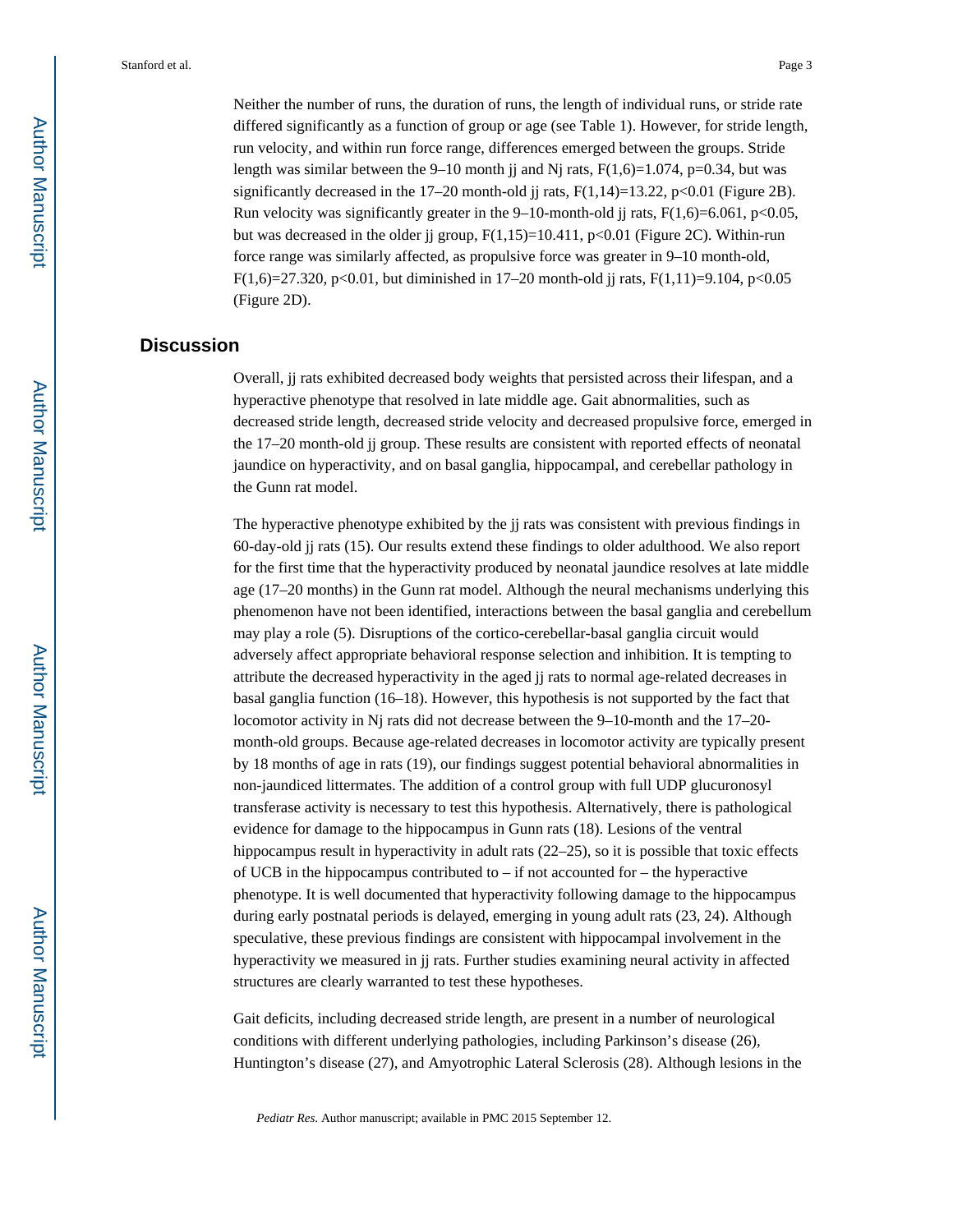Neither the number of runs, the duration of runs, the length of individual runs, or stride rate differed significantly as a function of group or age (see Table 1). However, for stride length, run velocity, and within run force range, differences emerged between the groups. Stride length was similar between the 9–10 month jj and Nj rats, $F(1,6)=1.074$, $p=0.34$, but was significantly decreased in the 17–20 month-old jj rats, $F(1,14)=13.22$, $p<0.01$ (Figure 2B). Run velocity was significantly greater in the 9–10-month-old jj rats, $F(1,6)=6.061$, $p<0.05$, but was decreased in the older jj group, $F(1,15)=10.411$, $p<0.01$ (Figure 2C). Within-run force range was similarly affected, as propulsive force was greater in 9–10 month-old, $F(1,6)=27.320$, $p<0.01$, but diminished in 17–20 month-old jj rats, $F(1,11)=9.104$, $p<0.05$ (Figure 2D).

## Discussion

Overall, jj rats exhibited decreased body weights that persisted across their lifespan, and a hyperactive phenotype that resolved in late middle age. Gait abnormalities, such as decreased stride length, decreased stride velocity and decreased propulsive force, emerged in the 17–20 month-old jj group. These results are consistent with reported effects of neonatal jaundice on hyperactivity, and on basal ganglia, hippocampal, and cerebellar pathology in the Gunn rat model.

The hyperactive phenotype exhibited by the jj rats was consistent with previous findings in 60-day-old jj rats (15). Our results extend these findings to older adulthood. We also report for the first time that the hyperactivity produced by neonatal jaundice resolves at late middle age (17–20 months) in the Gunn rat model. Although the neural mechanisms underlying this phenomenon have not been identified, interactions between the basal ganglia and cerebellum may play a role (5). Disruptions of the cortico-cerebellar-basal ganglia circuit would adversely affect appropriate behavioral response selection and inhibition. It is tempting to attribute the decreased hyperactivity in the aged jj rats to normal age-related decreases in basal ganglia function (16–18). However, this hypothesis is not supported by the fact that locomotor activity in Nj rats did not decrease between the 9–10-month and the 17–20-month-old groups. Because age-related decreases in locomotor activity are typically present by 18 months of age in rats (19), our findings suggest potential behavioral abnormalities in non-jaundiced littermates. The addition of a control group with full UDP glucuronosyl transferase activity is necessary to test this hypothesis. Alternatively, there is pathological evidence for damage to the hippocampus in Gunn rats (18). Lesions of the ventral hippocampus result in hyperactivity in adult rats (22–25), so it is possible that toxic effects of UCB in the hippocampus contributed to – if not accounted for – the hyperactive phenotype. It is well documented that hyperactivity following damage to the hippocampus during early postnatal periods is delayed, emerging in young adult rats (23, 24). Although speculative, these previous findings are consistent with hippocampal involvement in the hyperactivity we measured in jj rats. Further studies examining neural activity in affected structures are clearly warranted to test these hypotheses.

Gait deficits, including decreased stride length, are present in a number of neurological conditions with different underlying pathologies, including Parkinson's disease (26), Huntington's disease (27), and Amyotrophic Lateral Sclerosis (28). Although lesions in the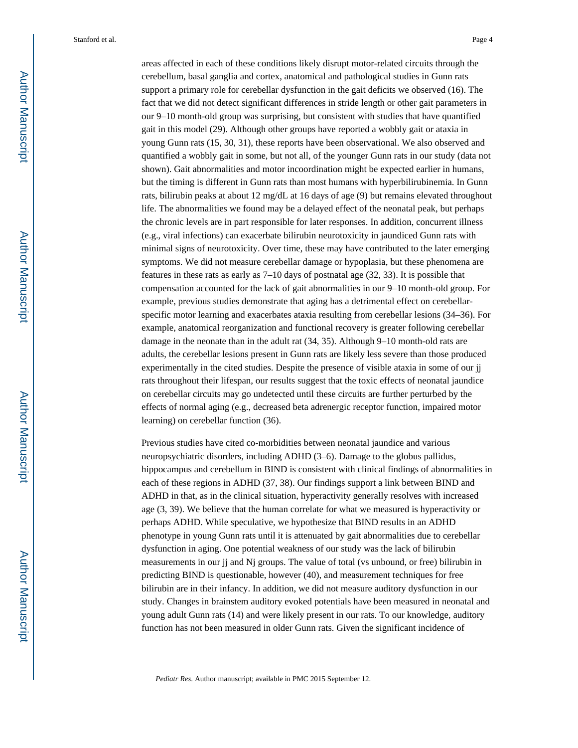areas affected in each of these conditions likely disrupt motor-related circuits through the cerebellum, basal ganglia and cortex, anatomical and pathological studies in Gunn rats support a primary role for cerebellar dysfunction in the gait deficits we observed (16). The fact that we did not detect significant differences in stride length or other gait parameters in our 9–10 month-old group was surprising, but consistent with studies that have quantified gait in this model (29). Although other groups have reported a wobbly gait or ataxia in young Gunn rats (15, 30, 31), these reports have been observational. We also observed and quantified a wobbly gait in some, but not all, of the younger Gunn rats in our study (data not shown). Gait abnormalities and motor incoordination might be expected earlier in humans, but the timing is different in Gunn rats than most humans with hyperbilirubinemia. In Gunn rats, bilirubin peaks at about 12 mg/dL at 16 days of age (9) but remains elevated throughout life. The abnormalities we found may be a delayed effect of the neonatal peak, but perhaps the chronic levels are in part responsible for later responses. In addition, concurrent illness (e.g., viral infections) can exacerbate bilirubin neurotoxicity in jaundiced Gunn rats with minimal signs of neurotoxicity. Over time, these may have contributed to the later emerging symptoms. We did not measure cerebellar damage or hypoplasia, but these phenomena are features in these rats as early as 7–10 days of postnatal age (32, 33). It is possible that compensation accounted for the lack of gait abnormalities in our 9–10 month-old group. For example, previous studies demonstrate that aging has a detrimental effect on cerebellar-specific motor learning and exacerbates ataxia resulting from cerebellar lesions (34–36). For example, anatomical reorganization and functional recovery is greater following cerebellar damage in the neonate than in the adult rat (34, 35). Although 9–10 month-old rats are adults, the cerebellar lesions present in Gunn rats are likely less severe than those produced experimentally in the cited studies. Despite the presence of visible ataxia in some of our jj rats throughout their lifespan, our results suggest that the toxic effects of neonatal jaundice on cerebellar circuits may go undetected until these circuits are further perturbed by the effects of normal aging (e.g., decreased beta adrenergic receptor function, impaired motor learning) on cerebellar function (36).

Previous studies have cited co-morbidities between neonatal jaundice and various neuropsychiatric disorders, including ADHD (3–6). Damage to the globus pallidus, hippocampus and cerebellum in BIND is consistent with clinical findings of abnormalities in each of these regions in ADHD (37, 38). Our findings support a link between BIND and ADHD in that, as in the clinical situation, hyperactivity generally resolves with increased age (3, 39). We believe that the human correlate for what we measured is hyperactivity or perhaps ADHD. While speculative, we hypothesize that BIND results in an ADHD phenotype in young Gunn rats until it is attenuated by gait abnormalities due to cerebellar dysfunction in aging. One potential weakness of our study was the lack of bilirubin measurements in our jj and Nj groups. The value of total (vs unbound, or free) bilirubin in predicting BIND is questionable, however (40), and measurement techniques for free bilirubin are in their infancy. In addition, we did not measure auditory dysfunction in our study. Changes in brainstem auditory evoked potentials have been measured in neonatal and young adult Gunn rats (14) and were likely present in our rats. To our knowledge, auditory function has not been measured in older Gunn rats. Given the significant incidence of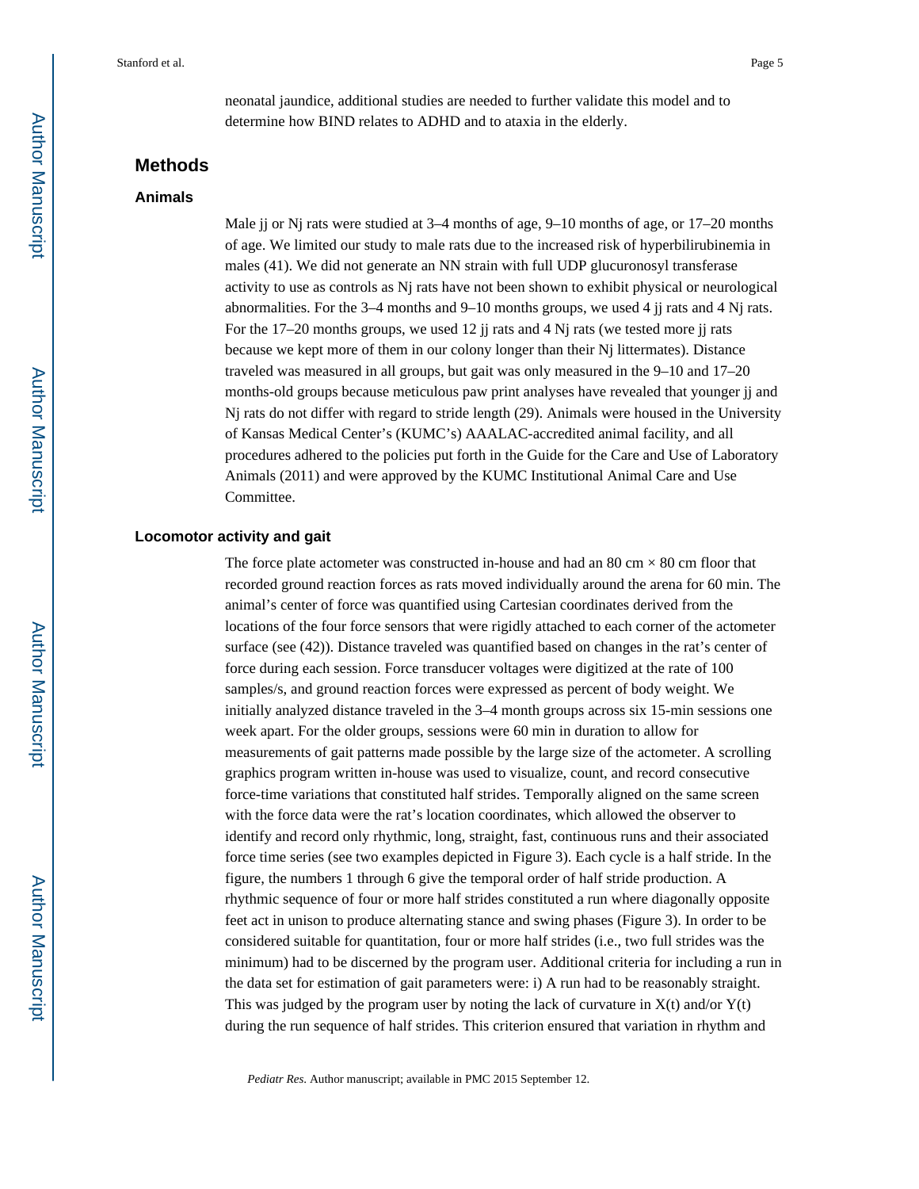neonatal jaundice, additional studies are needed to further validate this model and to determine how BIND relates to ADHD and to ataxia in the elderly.

## Methods

### Animals

Male jj or Nj rats were studied at 3–4 months of age, 9–10 months of age, or 17–20 months of age. We limited our study to male rats due to the increased risk of hyperbilirubinemia in males (41). We did not generate an NN strain with full UDP glucuronosyl transferase activity to use as controls as Nj rats have not been shown to exhibit physical or neurological abnormalities. For the 3–4 months and 9–10 months groups, we used 4 jj rats and 4 Nj rats. For the 17–20 months groups, we used 12 jj rats and 4 Nj rats (we tested more jj rats because we kept more of them in our colony longer than their Nj littermates). Distance traveled was measured in all groups, but gait was only measured in the 9–10 and 17–20 months-old groups because meticulous paw print analyses have revealed that younger jj and Nj rats do not differ with regard to stride length (29). Animals were housed in the University of Kansas Medical Center's (KUMC's) AAALAC-accredited animal facility, and all procedures adhered to the policies put forth in the Guide for the Care and Use of Laboratory Animals (2011) and were approved by the KUMC Institutional Animal Care and Use Committee.

### Locomotor activity and gait

The force plate actometer was constructed in-house and had an 80 cm × 80 cm floor that recorded ground reaction forces as rats moved individually around the arena for 60 min. The animal's center of force was quantified using Cartesian coordinates derived from the locations of the four force sensors that were rigidly attached to each corner of the actometer surface (see (42)). Distance traveled was quantified based on changes in the rat's center of force during each session. Force transducer voltages were digitized at the rate of 100 samples/s, and ground reaction forces were expressed as percent of body weight. We initially analyzed distance traveled in the 3–4 month groups across six 15-min sessions one week apart. For the older groups, sessions were 60 min in duration to allow for measurements of gait patterns made possible by the large size of the actometer. A scrolling graphics program written in-house was used to visualize, count, and record consecutive force-time variations that constituted half strides. Temporally aligned on the same screen with the force data were the rat's location coordinates, which allowed the observer to identify and record only rhythmic, long, straight, fast, continuous runs and their associated force time series (see two examples depicted in Figure 3). Each cycle is a half stride. In the figure, the numbers 1 through 6 give the temporal order of half stride production. A rhythmic sequence of four or more half strides constituted a run where diagonally opposite feet act in unison to produce alternating stance and swing phases (Figure 3). In order to be considered suitable for quantitation, four or more half strides (i.e., two full strides was the minimum) had to be discerned by the program user. Additional criteria for including a run in the data set for estimation of gait parameters were: i) A run had to be reasonably straight. This was judged by the program user by noting the lack of curvature in $X(t)$ and/or $Y(t)$ during the run sequence of half strides. This criterion ensured that variation in rhythm and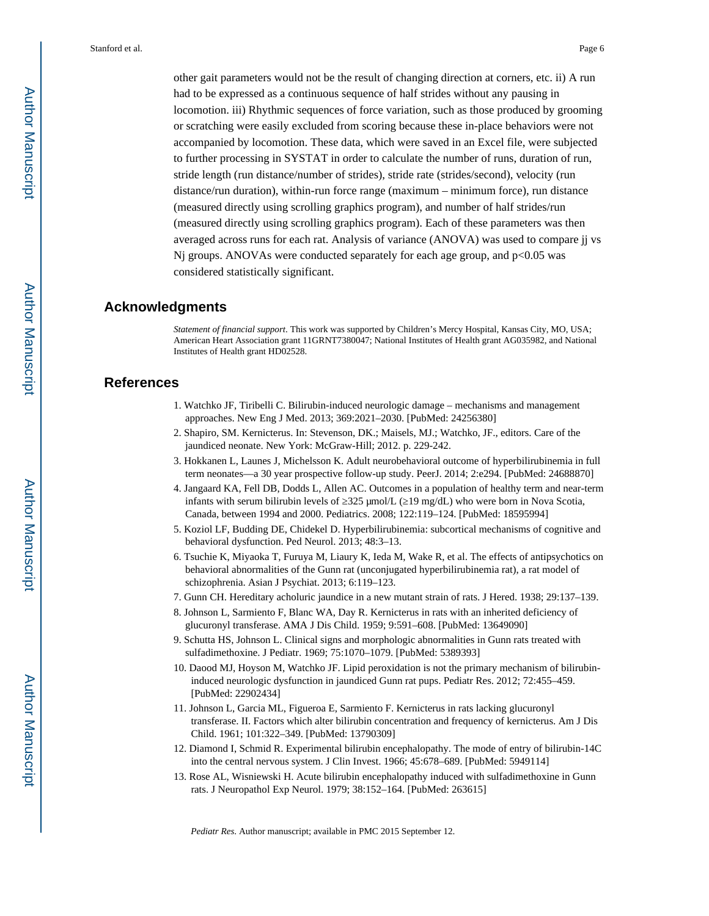other gait parameters would not be the result of changing direction at corners, etc. ii) A run had to be expressed as a continuous sequence of half strides without any pausing in locomotion. iii) Rhythmic sequences of force variation, such as those produced by grooming or scratching were easily excluded from scoring because these in-place behaviors were not accompanied by locomotion. These data, which were saved in an Excel file, were subjected to further processing in SYSTAT in order to calculate the number of runs, duration of run, stride length (run distance/number of strides), stride rate (strides/second), velocity (run distance/run duration), within-run force range (maximum – minimum force), run distance (measured directly using scrolling graphics program), and number of half strides/run (measured directly using scrolling graphics program). Each of these parameters was then averaged across runs for each rat. Analysis of variance (ANOVA) was used to compare jj vs Nj groups. ANOVAs were conducted separately for each age group, and $p<0.05$ was considered statistically significant.

## Acknowledgments

*Statement of financial support*. This work was supported by Children's Mercy Hospital, Kansas City, MO, USA; American Heart Association grant 11GRNT7380047; National Institutes of Health grant AG035982, and National Institutes of Health grant HD02528.

## References

1. Watchko JF, Tiribelli C. Bilirubin-induced neurologic damage – mechanisms and management approaches. New Eng J Med. 2013; 369:2021–2030. [PubMed: 24256380]
2. Shapiro, SM. Kernicterus. In: Stevenson, DK.; Maisels, MJ.; Watchko, JF., editors. Care of the jaundiced neonate. New York: McGraw-Hill; 2012. p. 229-242.
3. Hokkanen L, Launes J, Michelsson K. Adult neurobehavioral outcome of hyperbilirubinemia in full term neonates—a 30 year prospective follow-up study. PeerJ. 2014; 2:e294. [PubMed: 24688870]
4. Jangaard KA, Fell DB, Dodds L, Allen AC. Outcomes in a population of healthy term and near-term infants with serum bilirubin levels of ≥325 μmol/L (≥19 mg/dL) who were born in Nova Scotia, Canada, between 1994 and 2000. Pediatrics. 2008; 122:119–124. [PubMed: 18595994]
5. Koziol LF, Budding DE, Chidekel D. Hyperbilirubinemia: subcortical mechanisms of cognitive and behavioral dysfunction. Ped Neurol. 2013; 48:3–13.
6. Tsuchie K, Miyaoka T, Furuya M, Liaury K, Ieda M, Wake R, et al. The effects of antipsychotics on behavioral abnormalities of the Gunn rat (unconjugated hyperbilirubinemia rat), a rat model of schizophrenia. Asian J Psychiat. 2013; 6:119–123.
7. Gunn CH. Hereditary acholuric jaundice in a new mutant strain of rats. J Hered. 1938; 29:137–139.
8. Johnson L, Sarmiento F, Blanc WA, Day R. Kernicterus in rats with an inherited deficiency of glucuronyl transferase. AMA J Dis Child. 1959; 9:591–608. [PubMed: 13649090]
9. Schutta HS, Johnson L. Clinical signs and morphologic abnormalities in Gunn rats treated with sulfadimethoxine. J Pediatr. 1969; 75:1070–1079. [PubMed: 5389393]
10. Daood MJ, Hoyson M, Watchko JF. Lipid peroxidation is not the primary mechanism of bilirubin-induced neurologic dysfunction in jaundiced Gunn rat pups. Pediatr Res. 2012; 72:455–459. [PubMed: 22902434]
11. Johnson L, Garcia ML, Figueroa E, Sarmiento F. Kernicterus in rats lacking glucuronyl transferase. II. Factors which alter bilirubin concentration and frequency of kernicterus. Am J Dis Child. 1961; 101:322–349. [PubMed: 13790309]
12. Diamond I, Schmid R. Experimental bilirubin encephalopathy. The mode of entry of bilirubin-14C into the central nervous system. J Clin Invest. 1966; 45:678–689. [PubMed: 5949114]
13. Rose AL, Wisniewski H. Acute bilirubin encephalopathy induced with sulfadimethoxine in Gunn rats. J Neuropathol Exp Neurol. 1979; 38:152–164. [PubMed: 263615]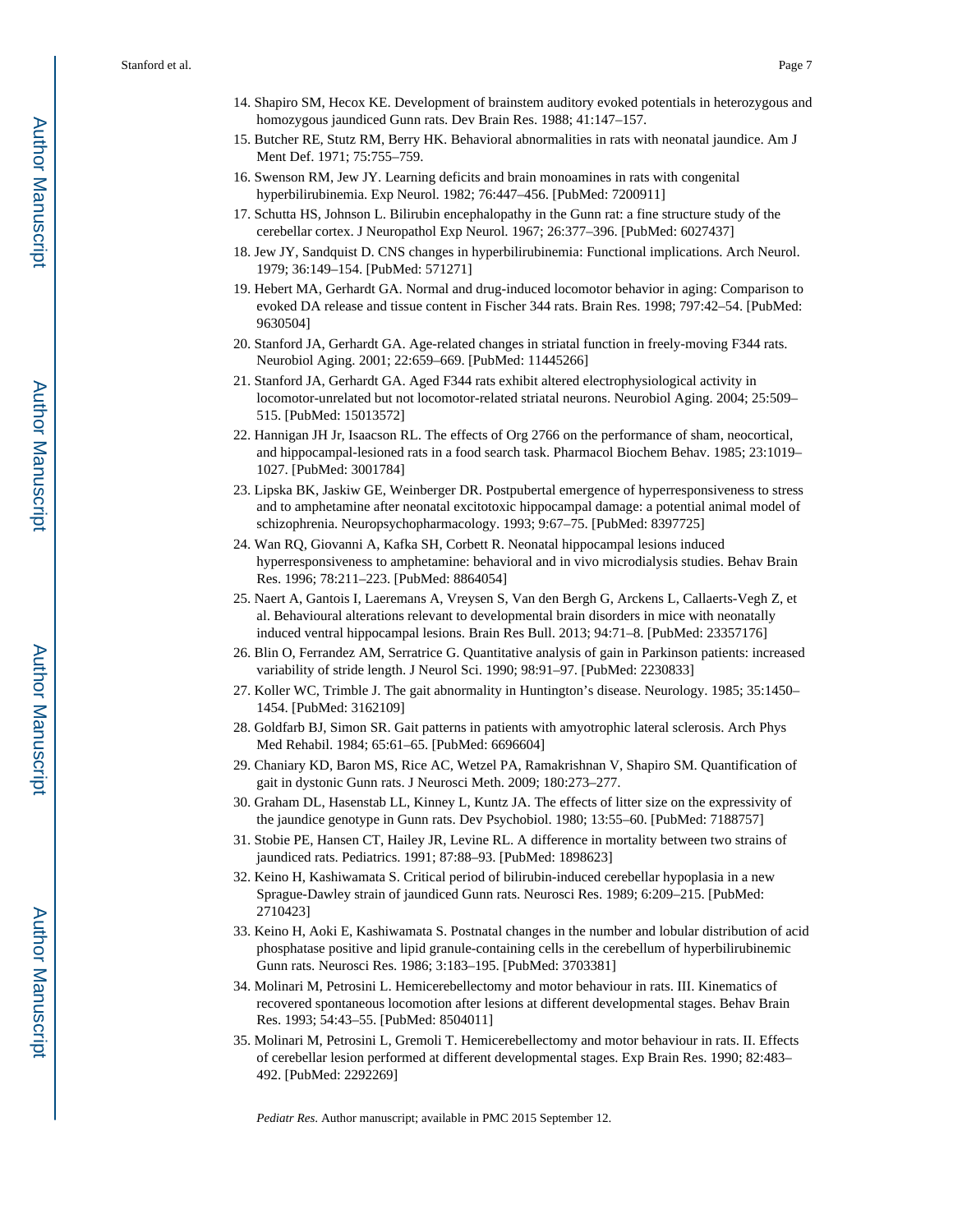14. Shapiro SM, Hecox KE. Development of brainstem auditory evoked potentials in heterozygous and homozygous jaundiced Gunn rats. Dev Brain Res. 1988; 41:147–157.
15. Butcher RE, Stutz RM, Berry HK. Behavioral abnormalities in rats with neonatal jaundice. Am J Ment Def. 1971; 75:755–759.
16. Swenson RM, Jew JY. Learning deficits and brain monoamines in rats with congenital hyperbilirubinemia. Exp Neurol. 1982; 76:447–456. [PubMed: 7200911]
17. Schutta HS, Johnson L. Bilirubin encephalopathy in the Gunn rat: a fine structure study of the cerebellar cortex. J Neuropathol Exp Neurol. 1967; 26:377–396. [PubMed: 6027437]
18. Jew JY, Sandquist D. CNS changes in hyperbilirubinemia: Functional implications. Arch Neurol. 1979; 36:149–154. [PubMed: 571271]
19. Hebert MA, Gerhardt GA. Normal and drug-induced locomotor behavior in aging: Comparison to evoked DA release and tissue content in Fischer 344 rats. Brain Res. 1998; 797:42–54. [PubMed: 9630504]
20. Stanford JA, Gerhardt GA. Age-related changes in striatal function in freely-moving F344 rats. Neurobiol Aging. 2001; 22:659–669. [PubMed: 11445266]
21. Stanford JA, Gerhardt GA. Aged F344 rats exhibit altered electrophysiological activity in locomotor-unrelated but not locomotor-related striatal neurons. Neurobiol Aging. 2004; 25:509–515. [PubMed: 15013572]
22. Hannigan JH Jr, Isaacson RL. The effects of Org 2766 on the performance of sham, neocortical, and hippocampal-lesioned rats in a food search task. Pharmacol Biochem Behav. 1985; 23:1019–1027. [PubMed: 3001784]
23. Lipska BK, Jaskiw GE, Weinberger DR. Postpubertal emergence of hyperresponsiveness to stress and to amphetamine after neonatal excitotoxic hippocampal damage: a potential animal model of schizophrenia. Neuropsychopharmacology. 1993; 9:67–75. [PubMed: 8397725]
24. Wan RQ, Giovanni A, Kafka SH, Corbett R. Neonatal hippocampal lesions induced hyperresponsiveness to amphetamine: behavioral and in vivo microdialysis studies. Behav Brain Res. 1996; 78:211–223. [PubMed: 8864054]
25. Naert A, Gantois I, Laeremans A, Vreysen S, Van den Bergh G, Arckens L, Callaerts-Vegh Z, et al. Behavioural alterations relevant to developmental brain disorders in mice with neonatally induced ventral hippocampal lesions. Brain Res Bull. 2013; 94:71–8. [PubMed: 23357176]
26. Blin O, Ferrandez AM, Serratrice G. Quantitative analysis of gain in Parkinson patients: increased variability of stride length. J Neurol Sci. 1990; 98:91–97. [PubMed: 2230833]
27. Koller WC, Trimble J. The gait abnormality in Huntington's disease. Neurology. 1985; 35:1450–1454. [PubMed: 3162109]
28. Goldfarb BJ, Simon SR. Gait patterns in patients with amyotrophic lateral sclerosis. Arch Phys Med Rehabil. 1984; 65:61–65. [PubMed: 6696604]
29. Chaniary KD, Baron MS, Rice AC, Wetzel PA, Ramakrishnan V, Shapiro SM. Quantification of gait in dystonic Gunn rats. J Neurosci Meth. 2009; 180:273–277.
30. Graham DL, Hasenstab LL, Kinney L, Kuntz JA. The effects of litter size on the expressivity of the jaundice genotype in Gunn rats. Dev Psychobiol. 1980; 13:55–60. [PubMed: 7188757]
31. Stobie PE, Hansen CT, Hailey JR, Levine RL. A difference in mortality between two strains of jaundiced rats. Pediatrics. 1991; 87:88–93. [PubMed: 1898623]
32. Keino H, Kashiwamata S. Critical period of bilirubin-induced cerebellar hypoplasia in a new Sprague-Dawley strain of jaundiced Gunn rats. Neurosci Res. 1989; 6:209–215. [PubMed: 2710423]
33. Keino H, Aoki E, Kashiwamata S. Postnatal changes in the number and lobular distribution of acid phosphatase positive and lipid granule-containing cells in the cerebellum of hyperbilirubinemic Gunn rats. Neurosci Res. 1986; 3:183–195. [PubMed: 3703381]
34. Molinari M, Petrosini L. Hemicerebellectomy and motor behaviour in rats. III. Kinematics of recovered spontaneous locomotion after lesions at different developmental stages. Behav Brain Res. 1993; 54:43–55. [PubMed: 8504011]
35. Molinari M, Petrosini L, Gremoli T. Hemicerebellectomy and motor behaviour in rats. II. Effects of cerebellar lesion performed at different developmental stages. Exp Brain Res. 1990; 82:483–492. [PubMed: 2292269]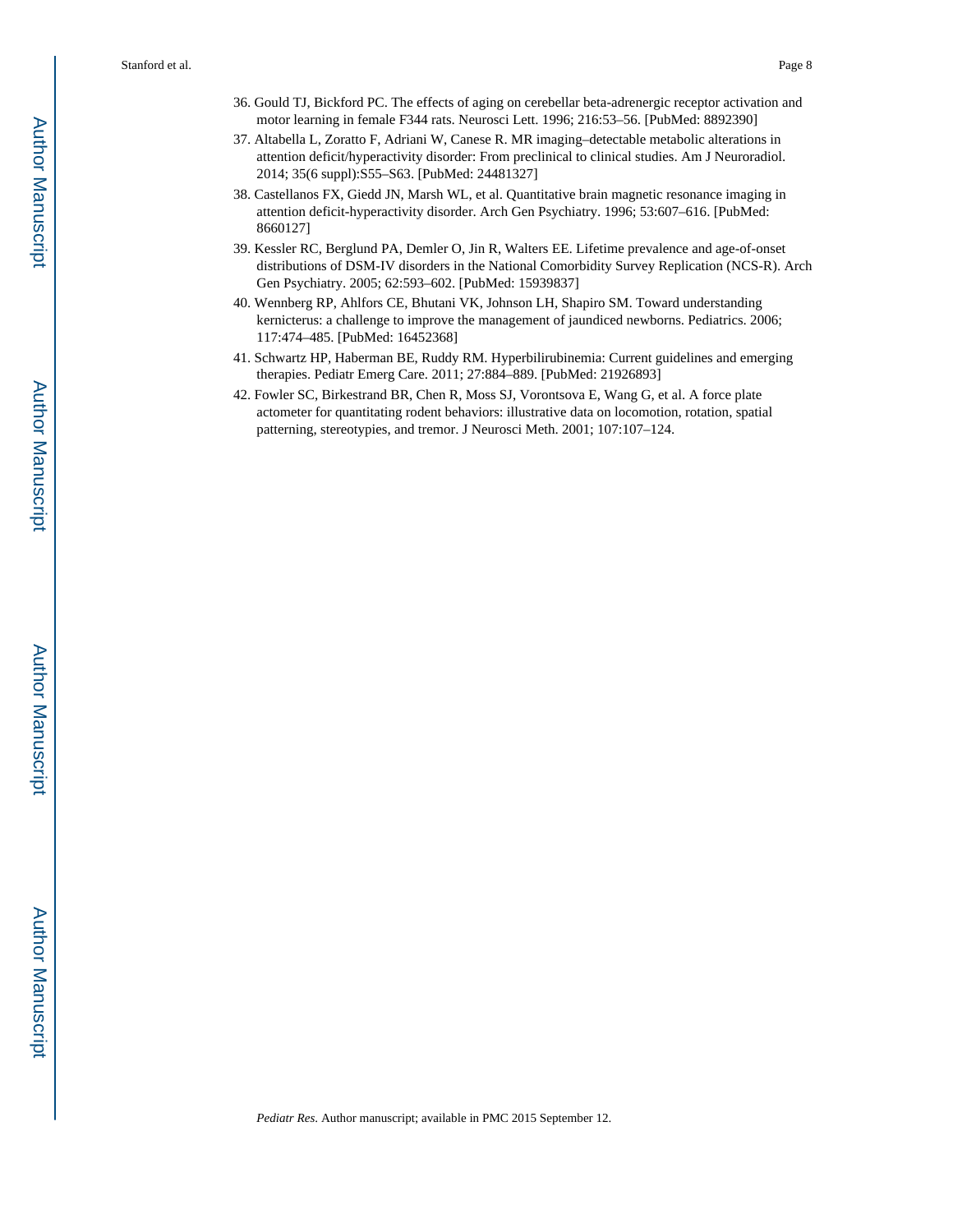36. Gould TJ, Bickford PC. The effects of aging on cerebellar beta-adrenergic receptor activation and motor learning in female F344 rats. Neurosci Lett. 1996; 216:53–56. [PubMed: 8892390]
37. Altabella L, Zoratto F, Adriani W, Canese R. MR imaging–detectable metabolic alterations in attention deficit/hyperactivity disorder: From preclinical to clinical studies. Am J Neuroradiol. 2014; 35(6 suppl):S55–S63. [PubMed: 24481327]
38. Castellanos FX, Giedd JN, Marsh WL, et al. Quantitative brain magnetic resonance imaging in attention deficit-hyperactivity disorder. Arch Gen Psychiatry. 1996; 53:607–616. [PubMed: 8660127]
39. Kessler RC, Berglund PA, Demler O, Jin R, Walters EE. Lifetime prevalence and age-of-onset distributions of DSM-IV disorders in the National Comorbidity Survey Replication (NCS-R). Arch Gen Psychiatry. 2005; 62:593–602. [PubMed: 15939837]
40. Wennberg RP, Ahlfors CE, Bhutani VK, Johnson LH, Shapiro SM. Toward understanding kernicterus: a challenge to improve the management of jaundiced newborns. Pediatrics. 2006; 117:474–485. [PubMed: 16452368]
41. Schwartz HP, Haberman BE, Ruddy RM. Hyperbilirubinemia: Current guidelines and emerging therapies. Pediatr Emerg Care. 2011; 27:884–889. [PubMed: 21926893]
42. Fowler SC, Birkestrand BR, Chen R, Moss SJ, Vorontsova E, Wang G, et al. A force plate actometer for quantitating rodent behaviors: illustrative data on locomotion, rotation, spatial patterning, stereotypies, and tremor. J Neurosci Meth. 2001; 107:107–124.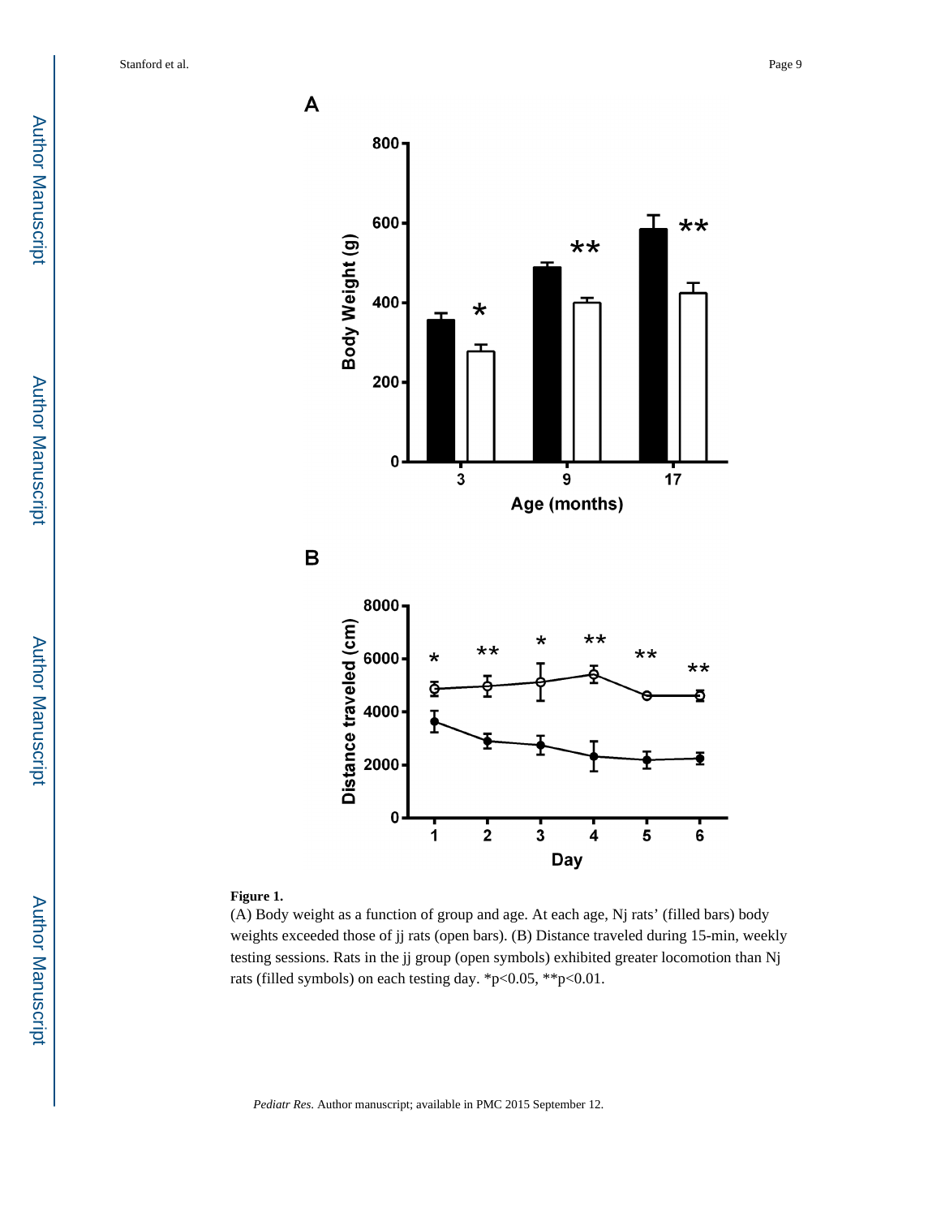**Figure 1.**

(A) Body weight as a function of group and age. At each age, Nj rats' (filled bars) body weights exceeded those of jj rats (open bars). (B) Distance traveled during 15-min, weekly testing sessions. Rats in the jj group (open symbols) exhibited greater locomotion than Nj rats (filled symbols) on each testing day. *p<0.05, **p<0.01.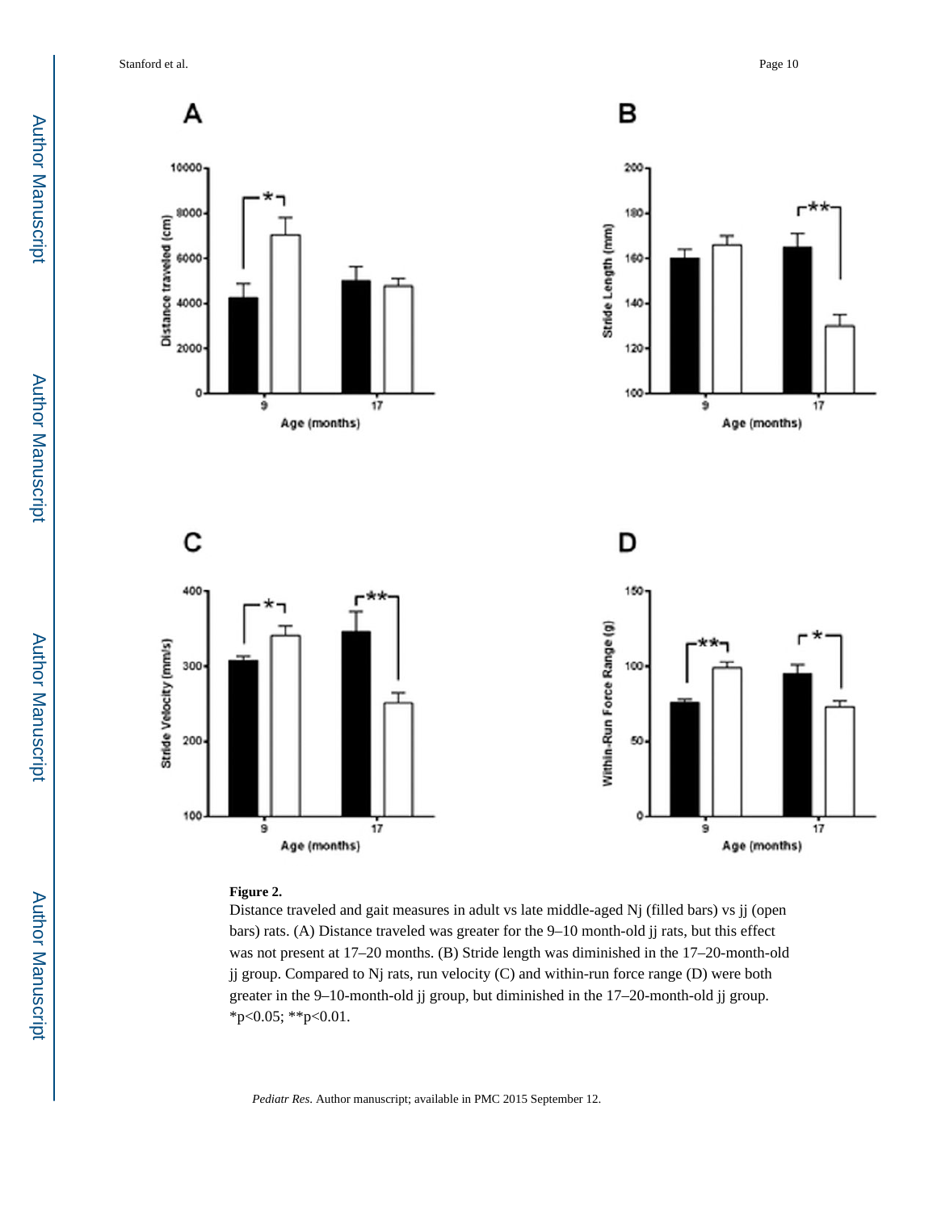**Figure 2.**

Distance traveled and gait measures in adult vs late middle-aged Nj (filled bars) vs jj (open bars) rats. (A) Distance traveled was greater for the 9–10 month-old jj rats, but this effect was not present at 17–20 months. (B) Stride length was diminished in the 17–20-month-old jj group. Compared to Nj rats, run velocity (C) and within-run force range (D) were both greater in the 9–10-month-old jj group, but diminished in the 17–20-month-old jj group. *$p<0.05$; **$p<0.01$.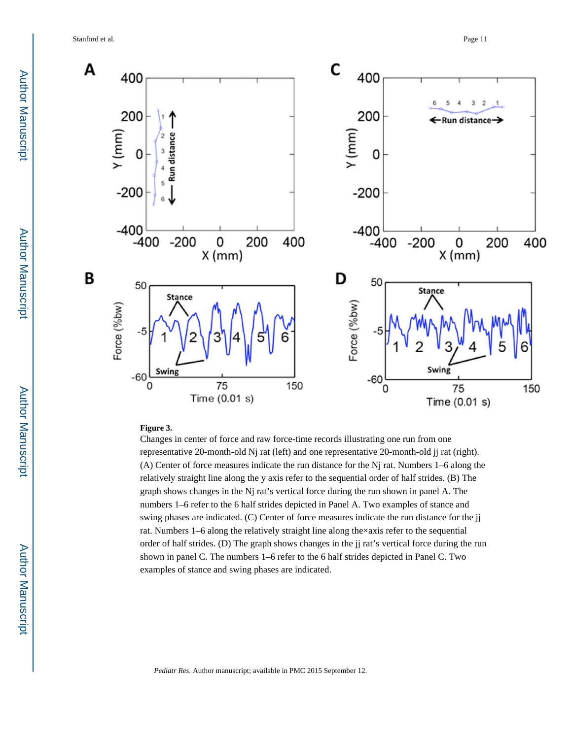**Figure 3.**

Changes in center of force and raw force-time records illustrating one run from one representative 20-month-old Nj rat (left) and one representative 20-month-old jj rat (right). (A) Center of force measures indicate the run distance for the Nj rat. Numbers 1–6 along the relatively straight line along the y axis refer to the sequential order of half strides. (B) The graph shows changes in the Nj rat's vertical force during the run shown in panel A. The numbers 1–6 refer to the 6 half strides depicted in Panel A. Two examples of stance and swing phases are indicated. (C) Center of force measures indicate the run distance for the jj rat. Numbers 1–6 along the relatively straight line along the×axis refer to the sequential order of half strides. (D) The graph shows changes in the jj rat's vertical force during the run shown in panel C. The numbers 1–6 refer to the 6 half strides depicted in Panel C. Two examples of stance and swing phases are indicated.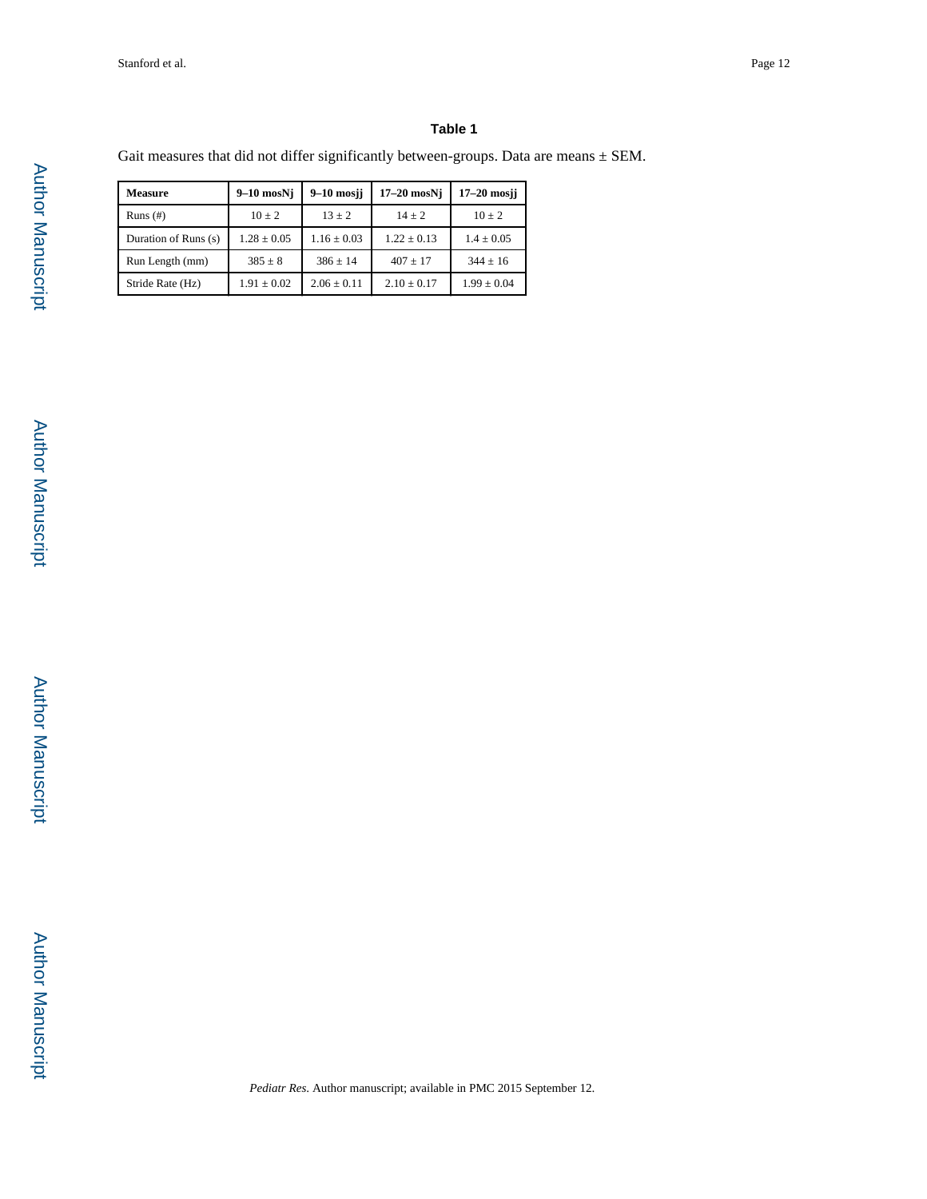**Table 1**

Gait measures that did not differ significantly between-groups. Data are means ± SEM.

| Measure | 9–10 mosNj | 9–10 mosjj | 17–20 mosNj | 17–20 mosjj |
|---|---|---|---|---|
| Runs (#) | 10 ± 2 | 13 ± 2 | 14 ± 2 | 10 ± 2 |
| Duration of Runs (s) | 1.28 ± 0.05 | 1.16 ± 0.03 | 1.22 ± 0.13 | 1.4 ± 0.05 |
| Run Length (mm) | 385 ± 8 | 386 ± 14 | 407 ± 17 | 344 ± 16 |
| Stride Rate (Hz) | 1.91 ± 0.02 | 2.06 ± 0.11 | 2.10 ± 0.17 | 1.99 ± 0.04 |